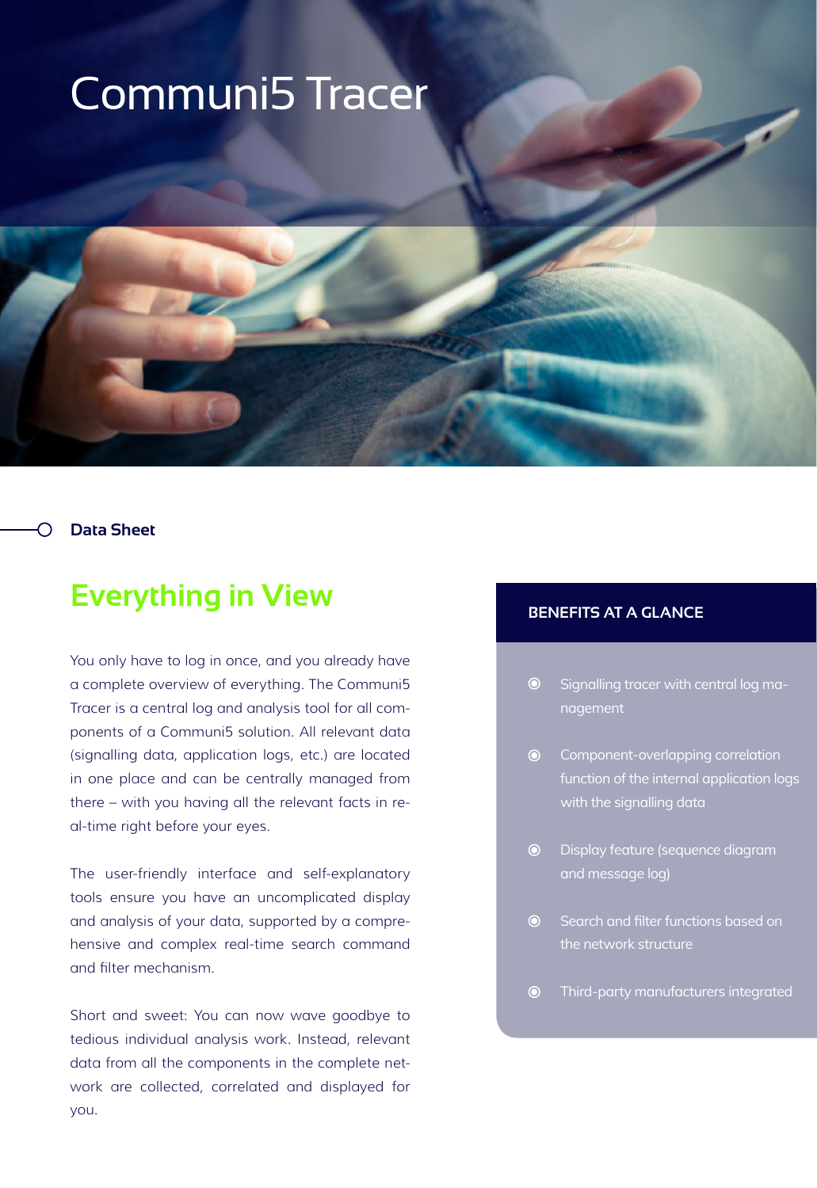# Communi5 Tracer

Data Sheet

## Everything in View

You only have to log in once, and you already have a complete overview of everything. The Communi5 Tracer is a central log and analysis tool for all components of a Communi5 solution. All relevant data (signalling data, application logs, etc.) are located in one place and can be centrally managed from there – with you having all the relevant facts in real-time right before your eyes.

The user-friendly interface and self-explanatory tools ensure you have an uncomplicated display and analysis of your data, supported by a comprehensive and complex real-time search command and filter mechanism.

Short and sweet: You can now wave goodbye to tedious individual analysis work. Instead, relevant data from all the components in the complete network are collected, correlated and displayed for you.

### BENEFITS AT A GLANCE

- Signalling tracer with central log management
- Component-overlapping correlation function of the internal application logs with the signalling data
- Display feature (sequence diagram and message log)
- Search and filter functions based on the network structure
- Third-party manufacturers integrated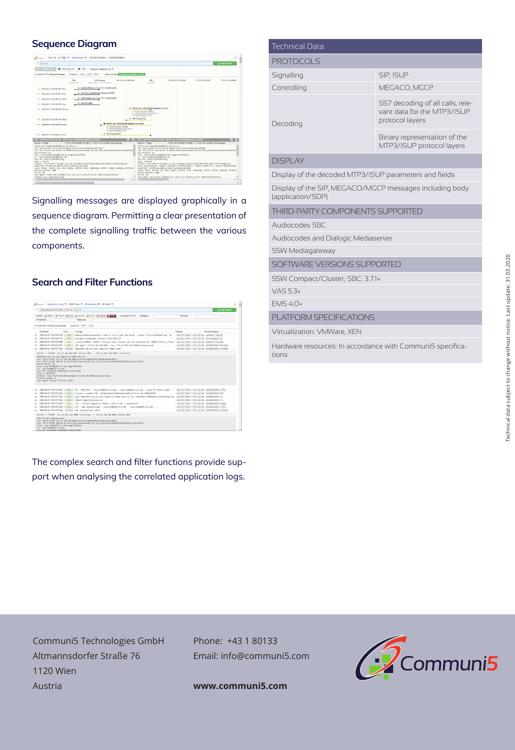## Sequence Diagram

Signalling messages are displayed graphically in a sequence diagram. Permitting a clear presentation of the complete signalling traffic between the various components.

## Search and Filter Functions

The complex search and filter functions provide support when analysing the correlated application logs.

| Technical Data | |
|---|---|
| **PROTOCOLS** | |
| Signalling | SIP, ISUP |
| Controlling | MEGACO, MGCP |
| Decoding | SS7 decoding of all calls, relevant data for the MTP3/ISUP protocol layers |
| | Binary representation of the MTP3/ISUP protocol layers |
| **DISPLAY** | |
| Display of the decoded MTP3/ISUP parameters and fields | |
| Display of the SIP, MEGACO/MGCP messages including body (application/SDP) | |
| **THIRD-PARTY COMPONENTS SUPPORTED** | |
| Audiocodes SBC | |
| Audiocodes and Dialogic Mediaserver | |
| SSW Mediagateway | |
| **SOFTWARE VERSIONS SUPPORTED** | |
| SSW Compact/Cluster; SBC: 3.7.1+ | |
| VAS 5.3+ | |
| EMS 4.0+ | |
| **PLATFORM SPECIFICATIONS** | |
| Virtualization: VMWare, XEN | |
| Hardware resources: In accordance with Communi5 specifications | |

Technical data subject to change without notice. Last update: 31.03.2020

Communi5 Technologies GmbH
Altmannsdorfer Straße 76
1120 Wien
Austria

Phone: +43 1 80133
Email: info@communi5.com

**www.communi5.com**

Communi5